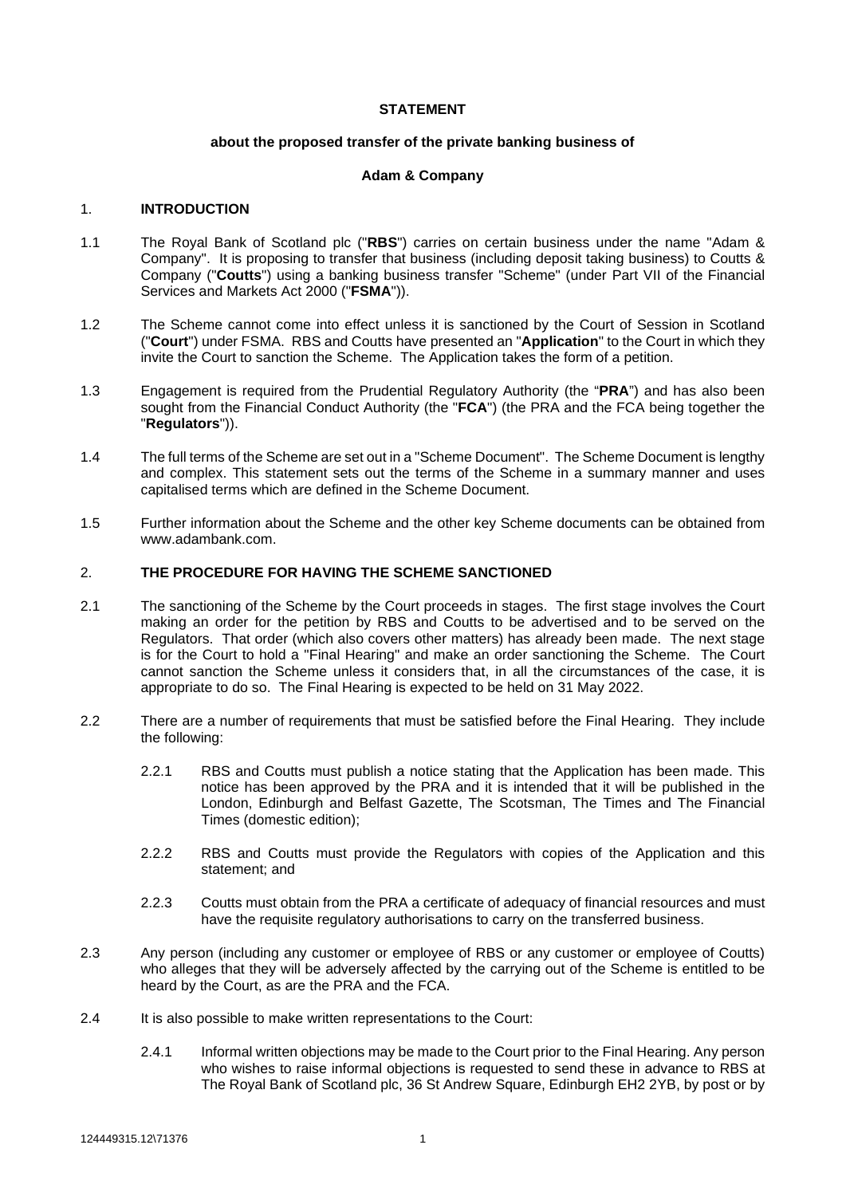**STATEMENT**

**about the proposed transfer of the private banking business of**

**Adam & Company**

## 1. INTRODUCTION

1.1 The Royal Bank of Scotland plc ("**RBS**") carries on certain business under the name "Adam & Company". It is proposing to transfer that business (including deposit taking business) to Coutts & Company ("**Coutts**") using a banking business transfer "Scheme" (under Part VII of the Financial Services and Markets Act 2000 ("**FSMA**")).

1.2 The Scheme cannot come into effect unless it is sanctioned by the Court of Session in Scotland ("**Court**") under FSMA. RBS and Coutts have presented an "**Application**" to the Court in which they invite the Court to sanction the Scheme. The Application takes the form of a petition.

1.3 Engagement is required from the Prudential Regulatory Authority (the "**PRA**") and has also been sought from the Financial Conduct Authority (the "**FCA**") (the PRA and the FCA being together the "**Regulators**")).

1.4 The full terms of the Scheme are set out in a "Scheme Document". The Scheme Document is lengthy and complex. This statement sets out the terms of the Scheme in a summary manner and uses capitalised terms which are defined in the Scheme Document.

1.5 Further information about the Scheme and the other key Scheme documents can be obtained from www.adambank.com.

## 2. THE PROCEDURE FOR HAVING THE SCHEME SANCTIONED

2.1 The sanctioning of the Scheme by the Court proceeds in stages. The first stage involves the Court making an order for the petition by RBS and Coutts to be advertised and to be served on the Regulators. That order (which also covers other matters) has already been made. The next stage is for the Court to hold a "Final Hearing" and make an order sanctioning the Scheme. The Court cannot sanction the Scheme unless it considers that, in all the circumstances of the case, it is appropriate to do so. The Final Hearing is expected to be held on 31 May 2022.

2.2 There are a number of requirements that must be satisfied before the Final Hearing. They include the following:

2.2.1 RBS and Coutts must publish a notice stating that the Application has been made. This notice has been approved by the PRA and it is intended that it will be published in the London, Edinburgh and Belfast Gazette, The Scotsman, The Times and The Financial Times (domestic edition);

2.2.2 RBS and Coutts must provide the Regulators with copies of the Application and this statement; and

2.2.3 Coutts must obtain from the PRA a certificate of adequacy of financial resources and must have the requisite regulatory authorisations to carry on the transferred business.

2.3 Any person (including any customer or employee of RBS or any customer or employee of Coutts) who alleges that they will be adversely affected by the carrying out of the Scheme is entitled to be heard by the Court, as are the PRA and the FCA.

2.4 It is also possible to make written representations to the Court:

2.4.1 Informal written objections may be made to the Court prior to the Final Hearing. Any person who wishes to raise informal objections is requested to send these in advance to RBS at The Royal Bank of Scotland plc, 36 St Andrew Square, Edinburgh EH2 2YB, by post or by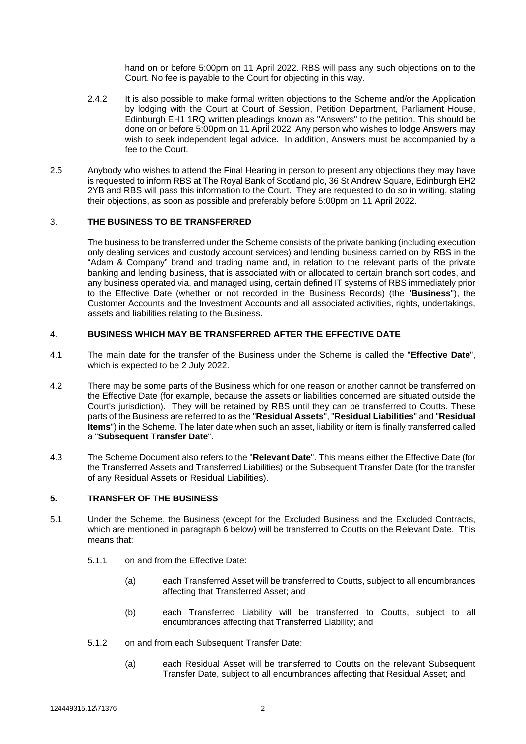hand on or before 5:00pm on 11 April 2022. RBS will pass any such objections on to the Court. No fee is payable to the Court for objecting in this way.

2.4.2 It is also possible to make formal written objections to the Scheme and/or the Application by lodging with the Court at Court of Session, Petition Department, Parliament House, Edinburgh EH1 1RQ written pleadings known as "Answers" to the petition. This should be done on or before 5:00pm on 11 April 2022. Any person who wishes to lodge Answers may wish to seek independent legal advice. In addition, Answers must be accompanied by a fee to the Court.

2.5 Anybody who wishes to attend the Final Hearing in person to present any objections they may have is requested to inform RBS at The Royal Bank of Scotland plc, 36 St Andrew Square, Edinburgh EH2 2YB and RBS will pass this information to the Court. They are requested to do so in writing, stating their objections, as soon as possible and preferably before 5:00pm on 11 April 2022.

## 3. THE BUSINESS TO BE TRANSFERRED

The business to be transferred under the Scheme consists of the private banking (including execution only dealing services and custody account services) and lending business carried on by RBS in the "Adam & Company" brand and trading name and, in relation to the relevant parts of the private banking and lending business, that is associated with or allocated to certain branch sort codes, and any business operated via, and managed using, certain defined IT systems of RBS immediately prior to the Effective Date (whether or not recorded in the Business Records) (the "**Business**"), the Customer Accounts and the Investment Accounts and all associated activities, rights, undertakings, assets and liabilities relating to the Business.

## 4. BUSINESS WHICH MAY BE TRANSFERRED AFTER THE EFFECTIVE DATE

4.1 The main date for the transfer of the Business under the Scheme is called the "**Effective Date**", which is expected to be 2 July 2022.

4.2 There may be some parts of the Business which for one reason or another cannot be transferred on the Effective Date (for example, because the assets or liabilities concerned are situated outside the Court's jurisdiction). They will be retained by RBS until they can be transferred to Coutts. These parts of the Business are referred to as the "**Residual Assets**", "**Residual Liabilities**" and "**Residual Items**") in the Scheme. The later date when such an asset, liability or item is finally transferred called a "**Subsequent Transfer Date**".

4.3 The Scheme Document also refers to the "**Relevant Date**". This means either the Effective Date (for the Transferred Assets and Transferred Liabilities) or the Subsequent Transfer Date (for the transfer of any Residual Assets or Residual Liabilities).

## 5. TRANSFER OF THE BUSINESS

5.1 Under the Scheme, the Business (except for the Excluded Business and the Excluded Contracts, which are mentioned in paragraph 6 below) will be transferred to Coutts on the Relevant Date. This means that:

5.1.1 on and from the Effective Date:

(a) each Transferred Asset will be transferred to Coutts, subject to all encumbrances affecting that Transferred Asset; and

(b) each Transferred Liability will be transferred to Coutts, subject to all encumbrances affecting that Transferred Liability; and

5.1.2 on and from each Subsequent Transfer Date:

(a) each Residual Asset will be transferred to Coutts on the relevant Subsequent Transfer Date, subject to all encumbrances affecting that Residual Asset; and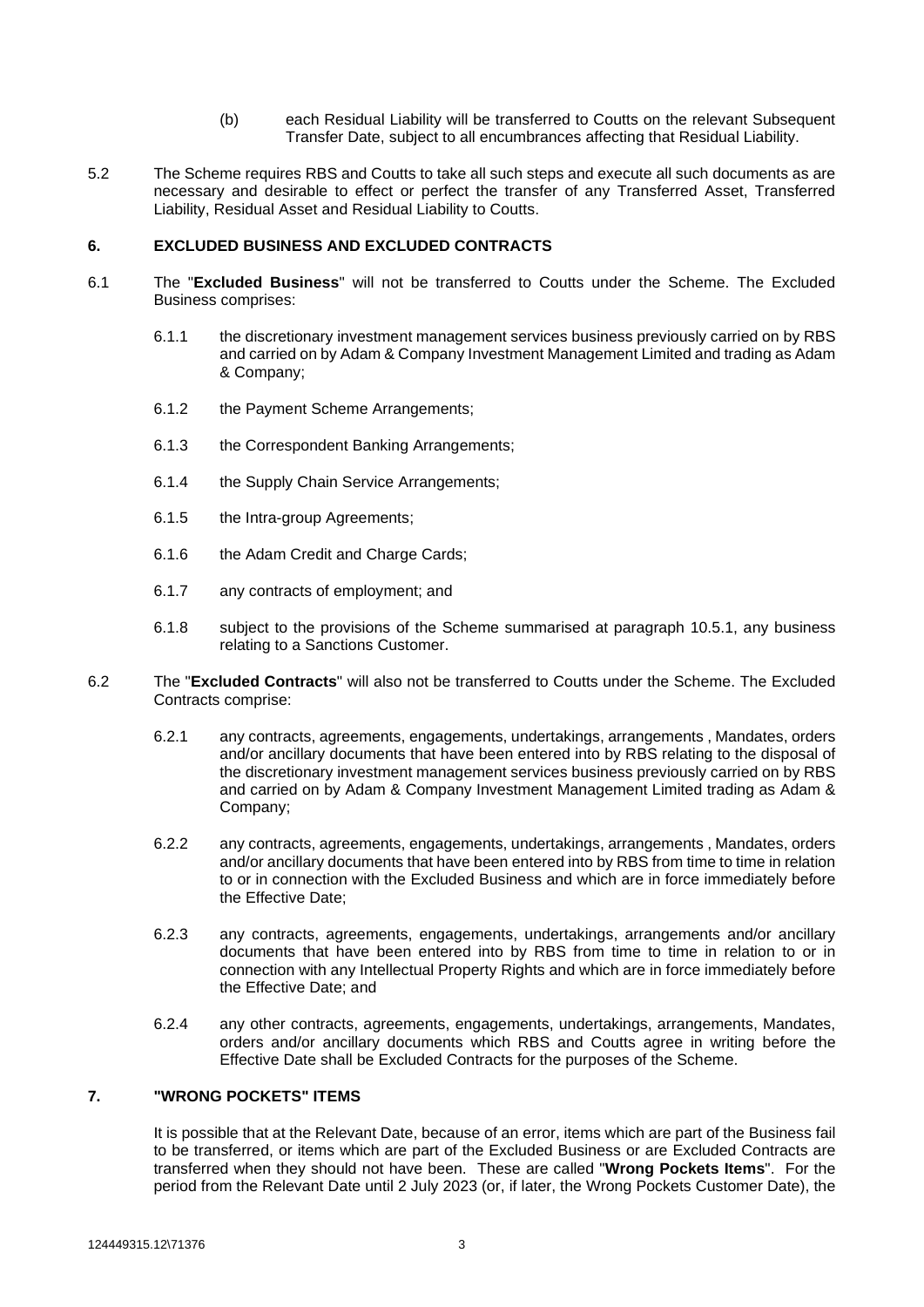(b) each Residual Liability will be transferred to Coutts on the relevant Subsequent Transfer Date, subject to all encumbrances affecting that Residual Liability.

5.2 The Scheme requires RBS and Coutts to take all such steps and execute all such documents as are necessary and desirable to effect or perfect the transfer of any Transferred Asset, Transferred Liability, Residual Asset and Residual Liability to Coutts.

## 6. EXCLUDED BUSINESS AND EXCLUDED CONTRACTS

6.1 The "**Excluded Business**" will not be transferred to Coutts under the Scheme. The Excluded Business comprises:

6.1.1 the discretionary investment management services business previously carried on by RBS and carried on by Adam & Company Investment Management Limited and trading as Adam & Company;

6.1.2 the Payment Scheme Arrangements;

6.1.3 the Correspondent Banking Arrangements;

6.1.4 the Supply Chain Service Arrangements;

6.1.5 the Intra-group Agreements;

6.1.6 the Adam Credit and Charge Cards;

6.1.7 any contracts of employment; and

6.1.8 subject to the provisions of the Scheme summarised at paragraph 10.5.1, any business relating to a Sanctions Customer.

6.2 The "**Excluded Contracts**" will also not be transferred to Coutts under the Scheme. The Excluded Contracts comprise:

6.2.1 any contracts, agreements, engagements, undertakings, arrangements , Mandates, orders and/or ancillary documents that have been entered into by RBS relating to the disposal of the discretionary investment management services business previously carried on by RBS and carried on by Adam & Company Investment Management Limited trading as Adam & Company;

6.2.2 any contracts, agreements, engagements, undertakings, arrangements , Mandates, orders and/or ancillary documents that have been entered into by RBS from time to time in relation to or in connection with the Excluded Business and which are in force immediately before the Effective Date;

6.2.3 any contracts, agreements, engagements, undertakings, arrangements and/or ancillary documents that have been entered into by RBS from time to time in relation to or in connection with any Intellectual Property Rights and which are in force immediately before the Effective Date; and

6.2.4 any other contracts, agreements, engagements, undertakings, arrangements, Mandates, orders and/or ancillary documents which RBS and Coutts agree in writing before the Effective Date shall be Excluded Contracts for the purposes of the Scheme.

## 7. "WRONG POCKETS" ITEMS

It is possible that at the Relevant Date, because of an error, items which are part of the Business fail to be transferred, or items which are part of the Excluded Business or are Excluded Contracts are transferred when they should not have been. These are called "**Wrong Pockets Items**". For the period from the Relevant Date until 2 July 2023 (or, if later, the Wrong Pockets Customer Date), the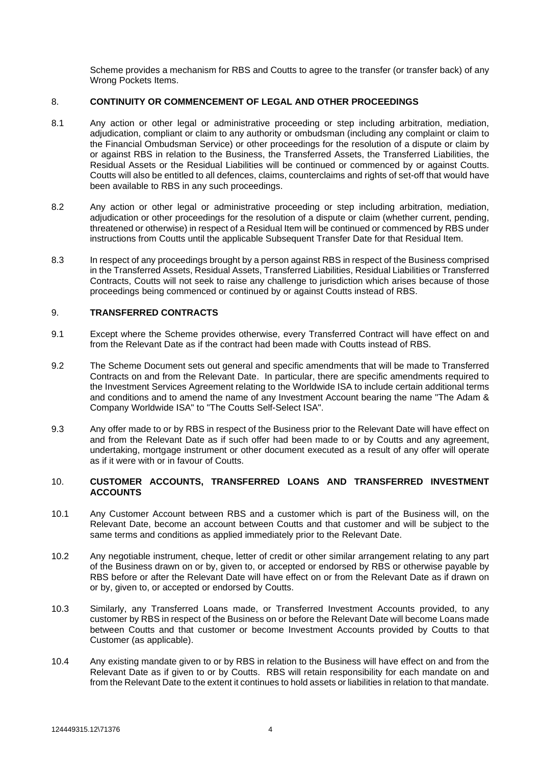Scheme provides a mechanism for RBS and Coutts to agree to the transfer (or transfer back) of any Wrong Pockets Items.

## 8. CONTINUITY OR COMMENCEMENT OF LEGAL AND OTHER PROCEEDINGS

8.1 Any action or other legal or administrative proceeding or step including arbitration, mediation, adjudication, compliant or claim to any authority or ombudsman (including any complaint or claim to the Financial Ombudsman Service) or other proceedings for the resolution of a dispute or claim by or against RBS in relation to the Business, the Transferred Assets, the Transferred Liabilities, the Residual Assets or the Residual Liabilities will be continued or commenced by or against Coutts. Coutts will also be entitled to all defences, claims, counterclaims and rights of set-off that would have been available to RBS in any such proceedings.

8.2 Any action or other legal or administrative proceeding or step including arbitration, mediation, adjudication or other proceedings for the resolution of a dispute or claim (whether current, pending, threatened or otherwise) in respect of a Residual Item will be continued or commenced by RBS under instructions from Coutts until the applicable Subsequent Transfer Date for that Residual Item.

8.3 In respect of any proceedings brought by a person against RBS in respect of the Business comprised in the Transferred Assets, Residual Assets, Transferred Liabilities, Residual Liabilities or Transferred Contracts, Coutts will not seek to raise any challenge to jurisdiction which arises because of those proceedings being commenced or continued by or against Coutts instead of RBS.

## 9. TRANSFERRED CONTRACTS

9.1 Except where the Scheme provides otherwise, every Transferred Contract will have effect on and from the Relevant Date as if the contract had been made with Coutts instead of RBS.

9.2 The Scheme Document sets out general and specific amendments that will be made to Transferred Contracts on and from the Relevant Date. In particular, there are specific amendments required to the Investment Services Agreement relating to the Worldwide ISA to include certain additional terms and conditions and to amend the name of any Investment Account bearing the name "The Adam & Company Worldwide ISA" to "The Coutts Self-Select ISA".

9.3 Any offer made to or by RBS in respect of the Business prior to the Relevant Date will have effect on and from the Relevant Date as if such offer had been made to or by Coutts and any agreement, undertaking, mortgage instrument or other document executed as a result of any offer will operate as if it were with or in favour of Coutts.

## 10. CUSTOMER ACCOUNTS, TRANSFERRED LOANS AND TRANSFERRED INVESTMENT ACCOUNTS

10.1 Any Customer Account between RBS and a customer which is part of the Business will, on the Relevant Date, become an account between Coutts and that customer and will be subject to the same terms and conditions as applied immediately prior to the Relevant Date.

10.2 Any negotiable instrument, cheque, letter of credit or other similar arrangement relating to any part of the Business drawn on or by, given to, or accepted or endorsed by RBS or otherwise payable by RBS before or after the Relevant Date will have effect on or from the Relevant Date as if drawn on or by, given to, or accepted or endorsed by Coutts.

10.3 Similarly, any Transferred Loans made, or Transferred Investment Accounts provided, to any customer by RBS in respect of the Business on or before the Relevant Date will become Loans made between Coutts and that customer or become Investment Accounts provided by Coutts to that Customer (as applicable).

10.4 Any existing mandate given to or by RBS in relation to the Business will have effect on and from the Relevant Date as if given to or by Coutts. RBS will retain responsibility for each mandate on and from the Relevant Date to the extent it continues to hold assets or liabilities in relation to that mandate.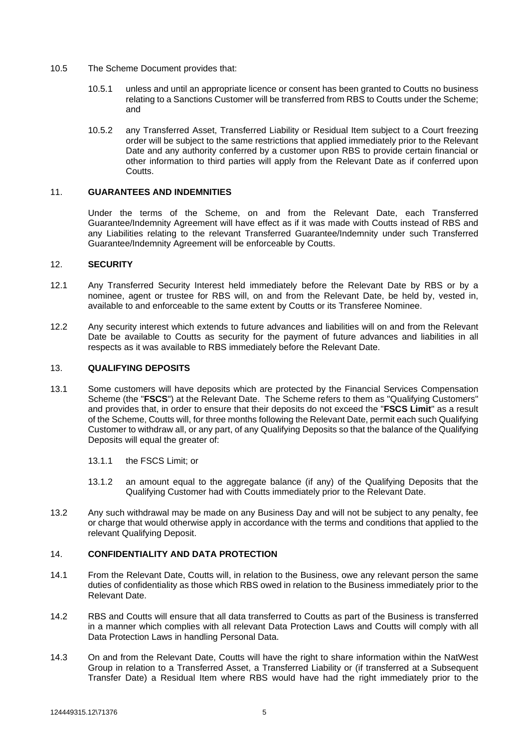10.5 The Scheme Document provides that:

10.5.1 unless and until an appropriate licence or consent has been granted to Coutts no business relating to a Sanctions Customer will be transferred from RBS to Coutts under the Scheme; and

10.5.2 any Transferred Asset, Transferred Liability or Residual Item subject to a Court freezing order will be subject to the same restrictions that applied immediately prior to the Relevant Date and any authority conferred by a customer upon RBS to provide certain financial or other information to third parties will apply from the Relevant Date as if conferred upon Coutts.

## 11. GUARANTEES AND INDEMNITIES

Under the terms of the Scheme, on and from the Relevant Date, each Transferred Guarantee/Indemnity Agreement will have effect as if it was made with Coutts instead of RBS and any Liabilities relating to the relevant Transferred Guarantee/Indemnity under such Transferred Guarantee/Indemnity Agreement will be enforceable by Coutts.

## 12. SECURITY

12.1 Any Transferred Security Interest held immediately before the Relevant Date by RBS or by a nominee, agent or trustee for RBS will, on and from the Relevant Date, be held by, vested in, available to and enforceable to the same extent by Coutts or its Transferee Nominee.

12.2 Any security interest which extends to future advances and liabilities will on and from the Relevant Date be available to Coutts as security for the payment of future advances and liabilities in all respects as it was available to RBS immediately before the Relevant Date.

## 13. QUALIFYING DEPOSITS

13.1 Some customers will have deposits which are protected by the Financial Services Compensation Scheme (the "**FSCS**") at the Relevant Date. The Scheme refers to them as "Qualifying Customers" and provides that, in order to ensure that their deposits do not exceed the "**FSCS Limit**" as a result of the Scheme, Coutts will, for three months following the Relevant Date, permit each such Qualifying Customer to withdraw all, or any part, of any Qualifying Deposits so that the balance of the Qualifying Deposits will equal the greater of:

13.1.1 the FSCS Limit; or

13.1.2 an amount equal to the aggregate balance (if any) of the Qualifying Deposits that the Qualifying Customer had with Coutts immediately prior to the Relevant Date.

13.2 Any such withdrawal may be made on any Business Day and will not be subject to any penalty, fee or charge that would otherwise apply in accordance with the terms and conditions that applied to the relevant Qualifying Deposit.

## 14. CONFIDENTIALITY AND DATA PROTECTION

14.1 From the Relevant Date, Coutts will, in relation to the Business, owe any relevant person the same duties of confidentiality as those which RBS owed in relation to the Business immediately prior to the Relevant Date.

14.2 RBS and Coutts will ensure that all data transferred to Coutts as part of the Business is transferred in a manner which complies with all relevant Data Protection Laws and Coutts will comply with all Data Protection Laws in handling Personal Data.

14.3 On and from the Relevant Date, Coutts will have the right to share information within the NatWest Group in relation to a Transferred Asset, a Transferred Liability or (if transferred at a Subsequent Transfer Date) a Residual Item where RBS would have had the right immediately prior to the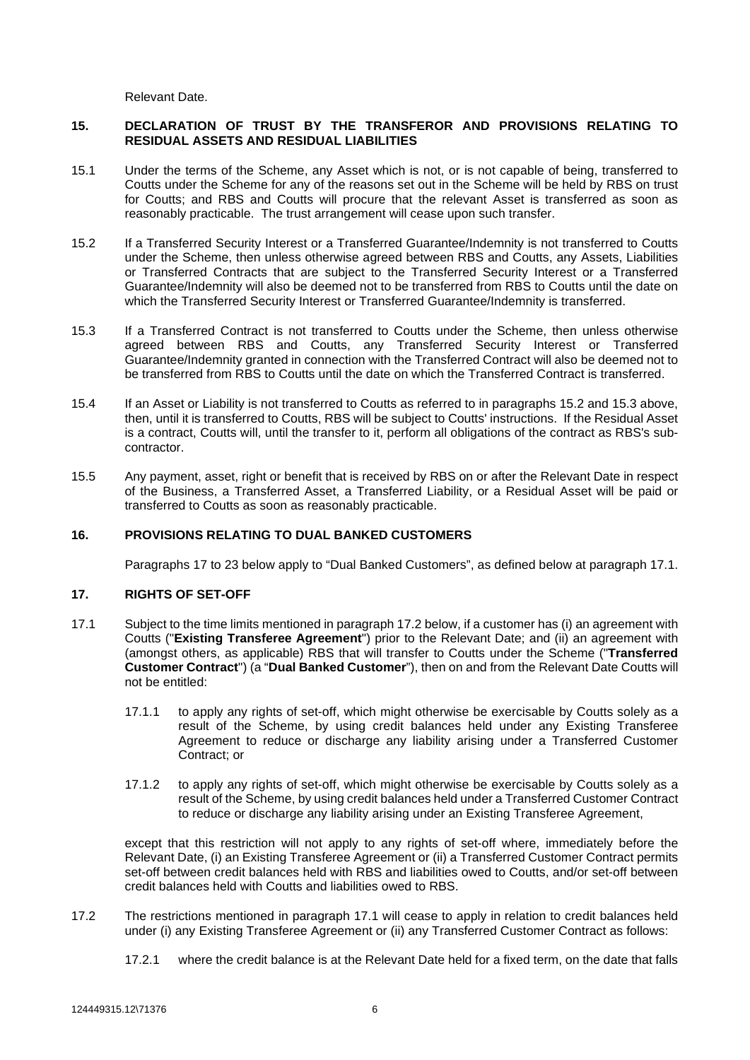Relevant Date.

## 15. DECLARATION OF TRUST BY THE TRANSFEROR AND PROVISIONS RELATING TO RESIDUAL ASSETS AND RESIDUAL LIABILITIES

15.1 Under the terms of the Scheme, any Asset which is not, or is not capable of being, transferred to Coutts under the Scheme for any of the reasons set out in the Scheme will be held by RBS on trust for Coutts; and RBS and Coutts will procure that the relevant Asset is transferred as soon as reasonably practicable. The trust arrangement will cease upon such transfer.

15.2 If a Transferred Security Interest or a Transferred Guarantee/Indemnity is not transferred to Coutts under the Scheme, then unless otherwise agreed between RBS and Coutts, any Assets, Liabilities or Transferred Contracts that are subject to the Transferred Security Interest or a Transferred Guarantee/Indemnity will also be deemed not to be transferred from RBS to Coutts until the date on which the Transferred Security Interest or Transferred Guarantee/Indemnity is transferred.

15.3 If a Transferred Contract is not transferred to Coutts under the Scheme, then unless otherwise agreed between RBS and Coutts, any Transferred Security Interest or Transferred Guarantee/Indemnity granted in connection with the Transferred Contract will also be deemed not to be transferred from RBS to Coutts until the date on which the Transferred Contract is transferred.

15.4 If an Asset or Liability is not transferred to Coutts as referred to in paragraphs 15.2 and 15.3 above, then, until it is transferred to Coutts, RBS will be subject to Coutts' instructions. If the Residual Asset is a contract, Coutts will, until the transfer to it, perform all obligations of the contract as RBS's sub-contractor.

15.5 Any payment, asset, right or benefit that is received by RBS on or after the Relevant Date in respect of the Business, a Transferred Asset, a Transferred Liability, or a Residual Asset will be paid or transferred to Coutts as soon as reasonably practicable.

## 16. PROVISIONS RELATING TO DUAL BANKED CUSTOMERS

Paragraphs 17 to 23 below apply to "Dual Banked Customers", as defined below at paragraph 17.1.

## 17. RIGHTS OF SET-OFF

17.1 Subject to the time limits mentioned in paragraph 17.2 below, if a customer has (i) an agreement with Coutts ("**Existing Transferee Agreement**") prior to the Relevant Date; and (ii) an agreement with (amongst others, as applicable) RBS that will transfer to Coutts under the Scheme ("**Transferred Customer Contract**") (a "**Dual Banked Customer**"), then on and from the Relevant Date Coutts will not be entitled:

17.1.1 to apply any rights of set-off, which might otherwise be exercisable by Coutts solely as a result of the Scheme, by using credit balances held under any Existing Transferee Agreement to reduce or discharge any liability arising under a Transferred Customer Contract; or

17.1.2 to apply any rights of set-off, which might otherwise be exercisable by Coutts solely as a result of the Scheme, by using credit balances held under a Transferred Customer Contract to reduce or discharge any liability arising under an Existing Transferee Agreement,

except that this restriction will not apply to any rights of set-off where, immediately before the Relevant Date, (i) an Existing Transferee Agreement or (ii) a Transferred Customer Contract permits set-off between credit balances held with RBS and liabilities owed to Coutts, and/or set-off between credit balances held with Coutts and liabilities owed to RBS.

17.2 The restrictions mentioned in paragraph 17.1 will cease to apply in relation to credit balances held under (i) any Existing Transferee Agreement or (ii) any Transferred Customer Contract as follows:

17.2.1 where the credit balance is at the Relevant Date held for a fixed term, on the date that falls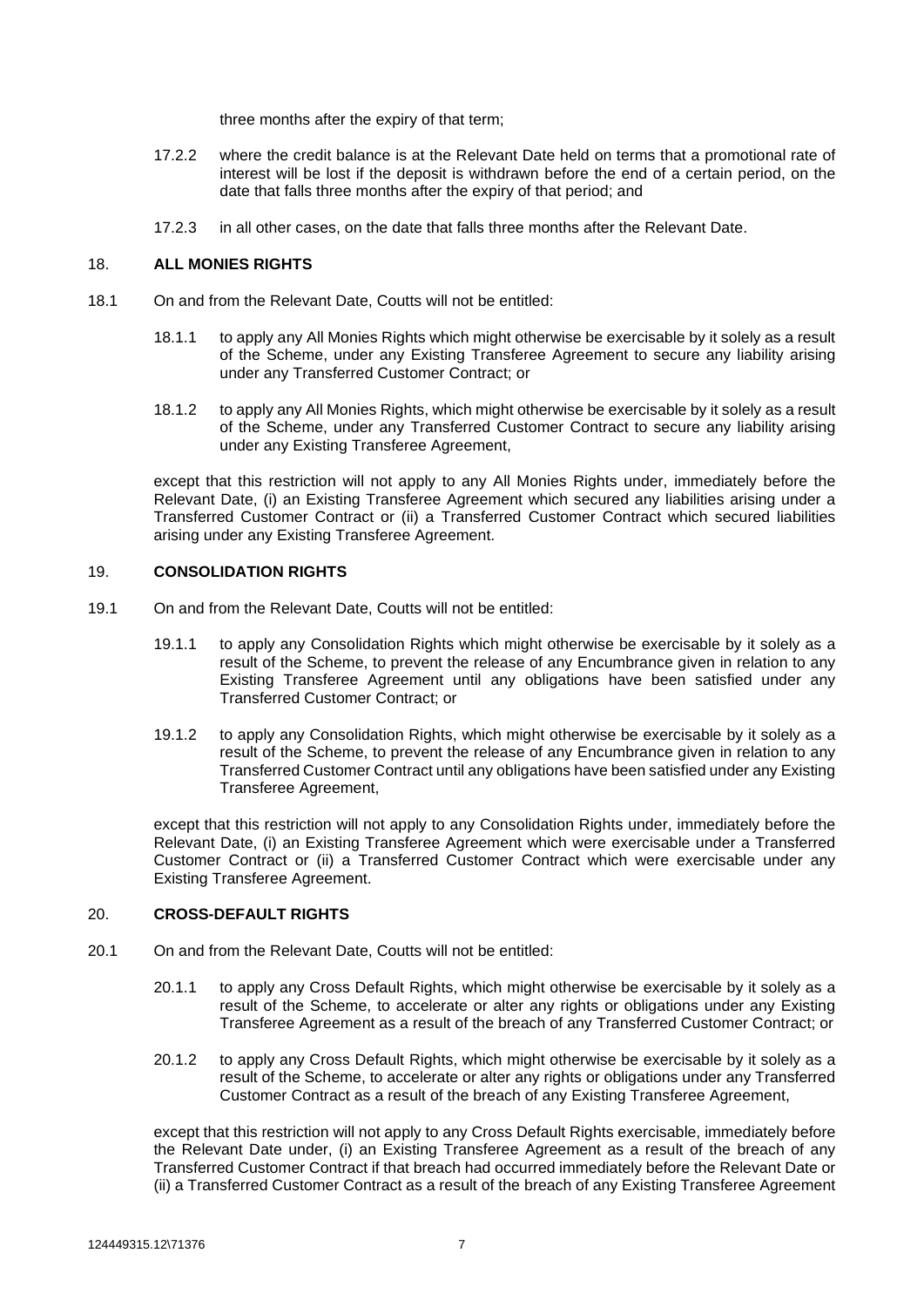three months after the expiry of that term;

17.2.2 where the credit balance is at the Relevant Date held on terms that a promotional rate of interest will be lost if the deposit is withdrawn before the end of a certain period, on the date that falls three months after the expiry of that period; and

17.2.3 in all other cases, on the date that falls three months after the Relevant Date.

## 18. ALL MONIES RIGHTS

18.1 On and from the Relevant Date, Coutts will not be entitled:

18.1.1 to apply any All Monies Rights which might otherwise be exercisable by it solely as a result of the Scheme, under any Existing Transferee Agreement to secure any liability arising under any Transferred Customer Contract; or

18.1.2 to apply any All Monies Rights, which might otherwise be exercisable by it solely as a result of the Scheme, under any Transferred Customer Contract to secure any liability arising under any Existing Transferee Agreement,

except that this restriction will not apply to any All Monies Rights under, immediately before the Relevant Date, (i) an Existing Transferee Agreement which secured any liabilities arising under a Transferred Customer Contract or (ii) a Transferred Customer Contract which secured liabilities arising under any Existing Transferee Agreement.

## 19. CONSOLIDATION RIGHTS

19.1 On and from the Relevant Date, Coutts will not be entitled:

19.1.1 to apply any Consolidation Rights which might otherwise be exercisable by it solely as a result of the Scheme, to prevent the release of any Encumbrance given in relation to any Existing Transferee Agreement until any obligations have been satisfied under any Transferred Customer Contract; or

19.1.2 to apply any Consolidation Rights, which might otherwise be exercisable by it solely as a result of the Scheme, to prevent the release of any Encumbrance given in relation to any Transferred Customer Contract until any obligations have been satisfied under any Existing Transferee Agreement,

except that this restriction will not apply to any Consolidation Rights under, immediately before the Relevant Date, (i) an Existing Transferee Agreement which were exercisable under a Transferred Customer Contract or (ii) a Transferred Customer Contract which were exercisable under any Existing Transferee Agreement.

## 20. CROSS-DEFAULT RIGHTS

20.1 On and from the Relevant Date, Coutts will not be entitled:

20.1.1 to apply any Cross Default Rights, which might otherwise be exercisable by it solely as a result of the Scheme, to accelerate or alter any rights or obligations under any Existing Transferee Agreement as a result of the breach of any Transferred Customer Contract; or

20.1.2 to apply any Cross Default Rights, which might otherwise be exercisable by it solely as a result of the Scheme, to accelerate or alter any rights or obligations under any Transferred Customer Contract as a result of the breach of any Existing Transferee Agreement,

except that this restriction will not apply to any Cross Default Rights exercisable, immediately before the Relevant Date under, (i) an Existing Transferee Agreement as a result of the breach of any Transferred Customer Contract if that breach had occurred immediately before the Relevant Date or (ii) a Transferred Customer Contract as a result of the breach of any Existing Transferee Agreement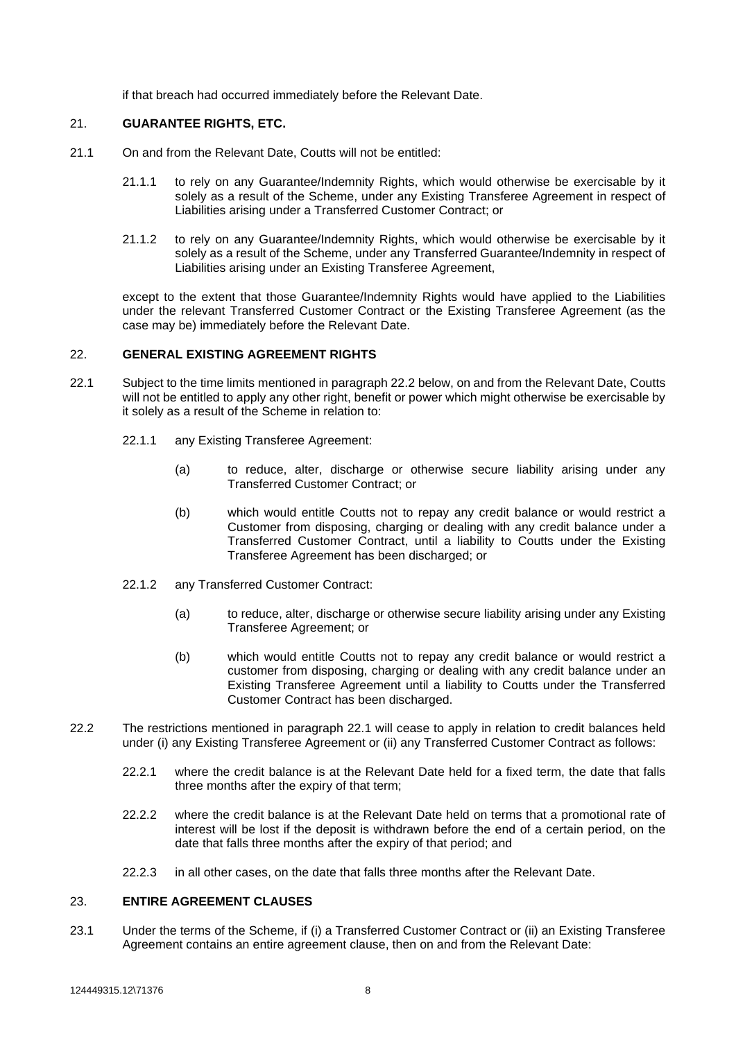if that breach had occurred immediately before the Relevant Date.

## 21. GUARANTEE RIGHTS, ETC.

21.1 On and from the Relevant Date, Coutts will not be entitled:

21.1.1 to rely on any Guarantee/Indemnity Rights, which would otherwise be exercisable by it solely as a result of the Scheme, under any Existing Transferee Agreement in respect of Liabilities arising under a Transferred Customer Contract; or

21.1.2 to rely on any Guarantee/Indemnity Rights, which would otherwise be exercisable by it solely as a result of the Scheme, under any Transferred Guarantee/Indemnity in respect of Liabilities arising under an Existing Transferee Agreement,

except to the extent that those Guarantee/Indemnity Rights would have applied to the Liabilities under the relevant Transferred Customer Contract or the Existing Transferee Agreement (as the case may be) immediately before the Relevant Date.

## 22. GENERAL EXISTING AGREEMENT RIGHTS

22.1 Subject to the time limits mentioned in paragraph 22.2 below, on and from the Relevant Date, Coutts will not be entitled to apply any other right, benefit or power which might otherwise be exercisable by it solely as a result of the Scheme in relation to:

22.1.1 any Existing Transferee Agreement:

(a) to reduce, alter, discharge or otherwise secure liability arising under any Transferred Customer Contract; or

(b) which would entitle Coutts not to repay any credit balance or would restrict a Customer from disposing, charging or dealing with any credit balance under a Transferred Customer Contract, until a liability to Coutts under the Existing Transferee Agreement has been discharged; or

22.1.2 any Transferred Customer Contract:

(a) to reduce, alter, discharge or otherwise secure liability arising under any Existing Transferee Agreement; or

(b) which would entitle Coutts not to repay any credit balance or would restrict a customer from disposing, charging or dealing with any credit balance under an Existing Transferee Agreement until a liability to Coutts under the Transferred Customer Contract has been discharged.

22.2 The restrictions mentioned in paragraph 22.1 will cease to apply in relation to credit balances held under (i) any Existing Transferee Agreement or (ii) any Transferred Customer Contract as follows:

22.2.1 where the credit balance is at the Relevant Date held for a fixed term, the date that falls three months after the expiry of that term;

22.2.2 where the credit balance is at the Relevant Date held on terms that a promotional rate of interest will be lost if the deposit is withdrawn before the end of a certain period, on the date that falls three months after the expiry of that period; and

22.2.3 in all other cases, on the date that falls three months after the Relevant Date.

## 23. ENTIRE AGREEMENT CLAUSES

23.1 Under the terms of the Scheme, if (i) a Transferred Customer Contract or (ii) an Existing Transferee Agreement contains an entire agreement clause, then on and from the Relevant Date: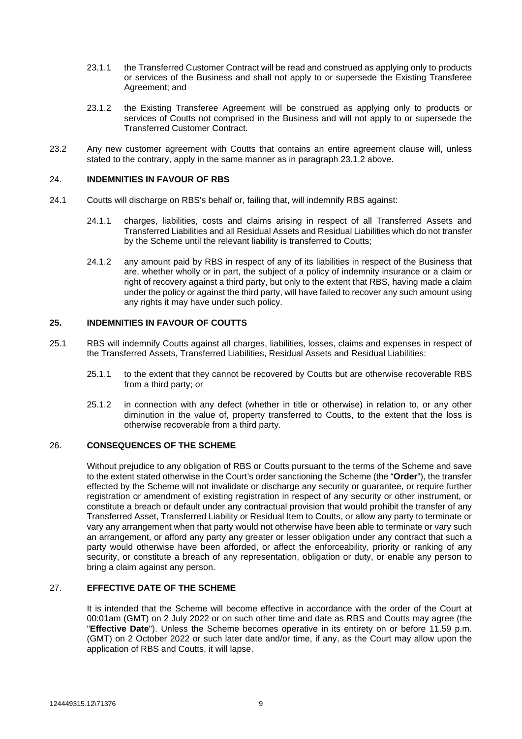23.1.1 the Transferred Customer Contract will be read and construed as applying only to products or services of the Business and shall not apply to or supersede the Existing Transferee Agreement; and

23.1.2 the Existing Transferee Agreement will be construed as applying only to products or services of Coutts not comprised in the Business and will not apply to or supersede the Transferred Customer Contract.

23.2 Any new customer agreement with Coutts that contains an entire agreement clause will, unless stated to the contrary, apply in the same manner as in paragraph 23.1.2 above.

## 24. INDEMNITIES IN FAVOUR OF RBS

24.1 Coutts will discharge on RBS's behalf or, failing that, will indemnify RBS against:

24.1.1 charges, liabilities, costs and claims arising in respect of all Transferred Assets and Transferred Liabilities and all Residual Assets and Residual Liabilities which do not transfer by the Scheme until the relevant liability is transferred to Coutts;

24.1.2 any amount paid by RBS in respect of any of its liabilities in respect of the Business that are, whether wholly or in part, the subject of a policy of indemnity insurance or a claim or right of recovery against a third party, but only to the extent that RBS, having made a claim under the policy or against the third party, will have failed to recover any such amount using any rights it may have under such policy.

## 25. INDEMNITIES IN FAVOUR OF COUTTS

25.1 RBS will indemnify Coutts against all charges, liabilities, losses, claims and expenses in respect of the Transferred Assets, Transferred Liabilities, Residual Assets and Residual Liabilities:

25.1.1 to the extent that they cannot be recovered by Coutts but are otherwise recoverable RBS from a third party; or

25.1.2 in connection with any defect (whether in title or otherwise) in relation to, or any other diminution in the value of, property transferred to Coutts, to the extent that the loss is otherwise recoverable from a third party.

## 26. CONSEQUENCES OF THE SCHEME

Without prejudice to any obligation of RBS or Coutts pursuant to the terms of the Scheme and save to the extent stated otherwise in the Court's order sanctioning the Scheme (the "**Order**"), the transfer effected by the Scheme will not invalidate or discharge any security or guarantee, or require further registration or amendment of existing registration in respect of any security or other instrument, or constitute a breach or default under any contractual provision that would prohibit the transfer of any Transferred Asset, Transferred Liability or Residual Item to Coutts, or allow any party to terminate or vary any arrangement when that party would not otherwise have been able to terminate or vary such an arrangement, or afford any party any greater or lesser obligation under any contract that such a party would otherwise have been afforded, or affect the enforceability, priority or ranking of any security, or constitute a breach of any representation, obligation or duty, or enable any person to bring a claim against any person.

## 27. EFFECTIVE DATE OF THE SCHEME

It is intended that the Scheme will become effective in accordance with the order of the Court at 00:01am (GMT) on 2 July 2022 or on such other time and date as RBS and Coutts may agree (the "**Effective Date**"). Unless the Scheme becomes operative in its entirety on or before 11.59 p.m. (GMT) on 2 October 2022 or such later date and/or time, if any, as the Court may allow upon the application of RBS and Coutts, it will lapse.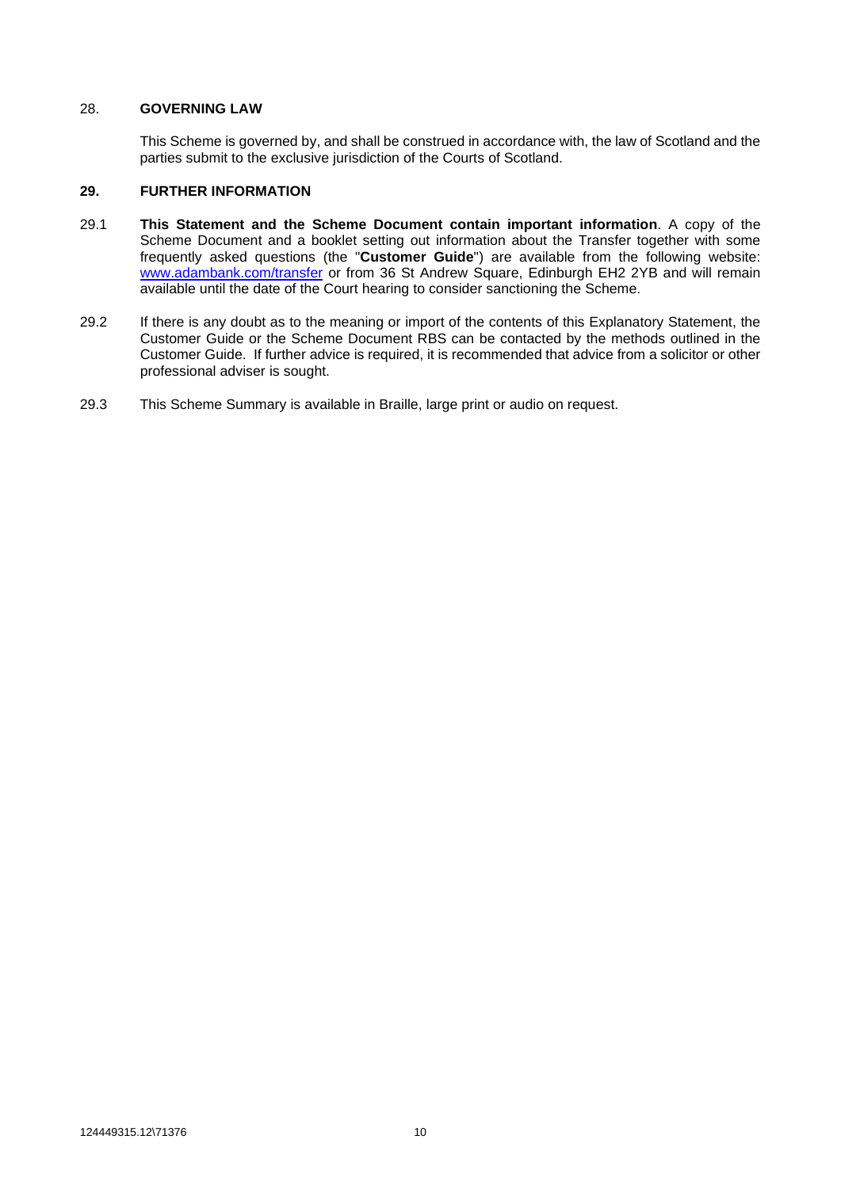## 28. GOVERNING LAW

This Scheme is governed by, and shall be construed in accordance with, the law of Scotland and the parties submit to the exclusive jurisdiction of the Courts of Scotland.

## 29. FURTHER INFORMATION

29.1 **This Statement and the Scheme Document contain important information**. A copy of the Scheme Document and a booklet setting out information about the Transfer together with some frequently asked questions (the "**Customer Guide**") are available from the following website: www.adambank.com/transfer or from 36 St Andrew Square, Edinburgh EH2 2YB and will remain available until the date of the Court hearing to consider sanctioning the Scheme.

29.2 If there is any doubt as to the meaning or import of the contents of this Explanatory Statement, the Customer Guide or the Scheme Document RBS can be contacted by the methods outlined in the Customer Guide. If further advice is required, it is recommended that advice from a solicitor or other professional adviser is sought.

29.3 This Scheme Summary is available in Braille, large print or audio on request.

124449315.12\71376